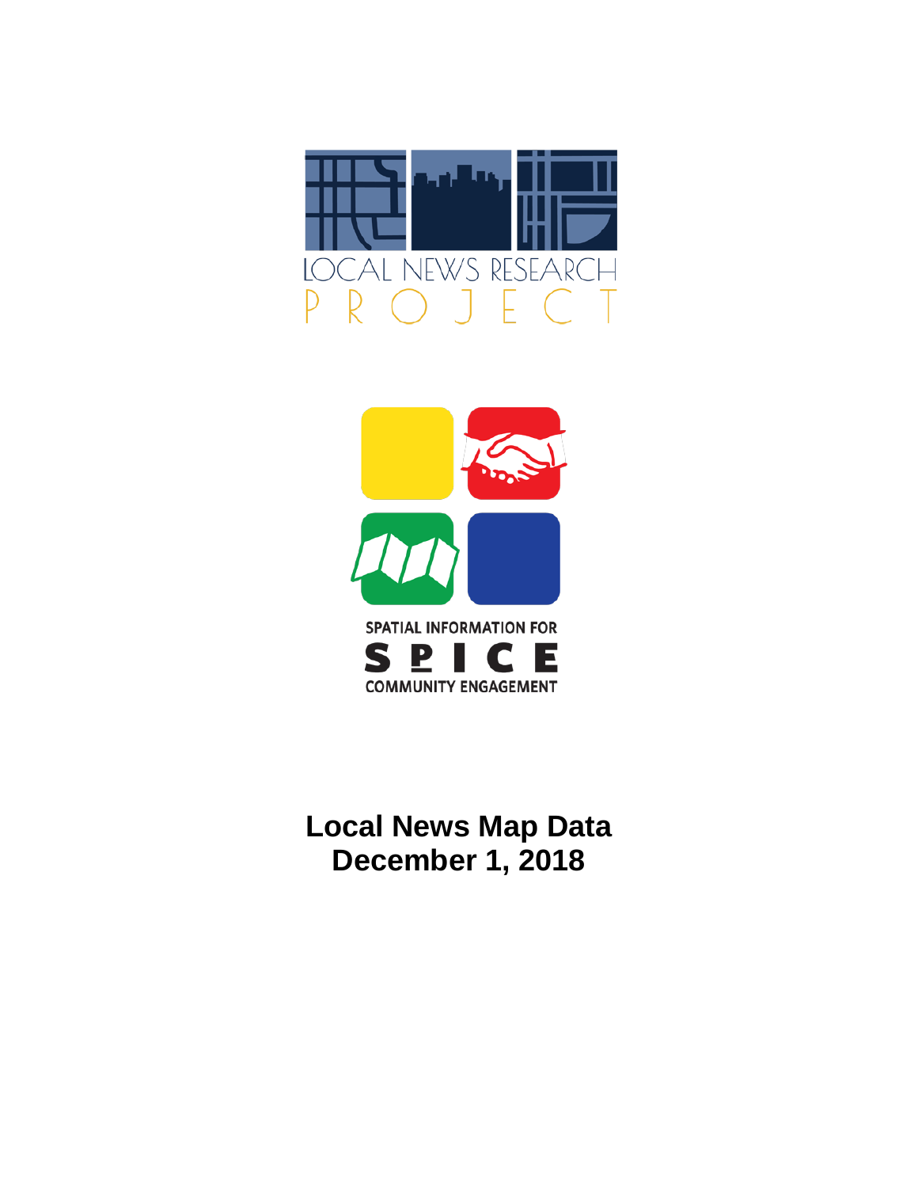LOCAL NEWS RESEARCH PROJECT

SPATIAL INFORMATION FOR COMMUNITY ENGAGEMENT

SPICE

# Local News Map Data
# December 1, 2018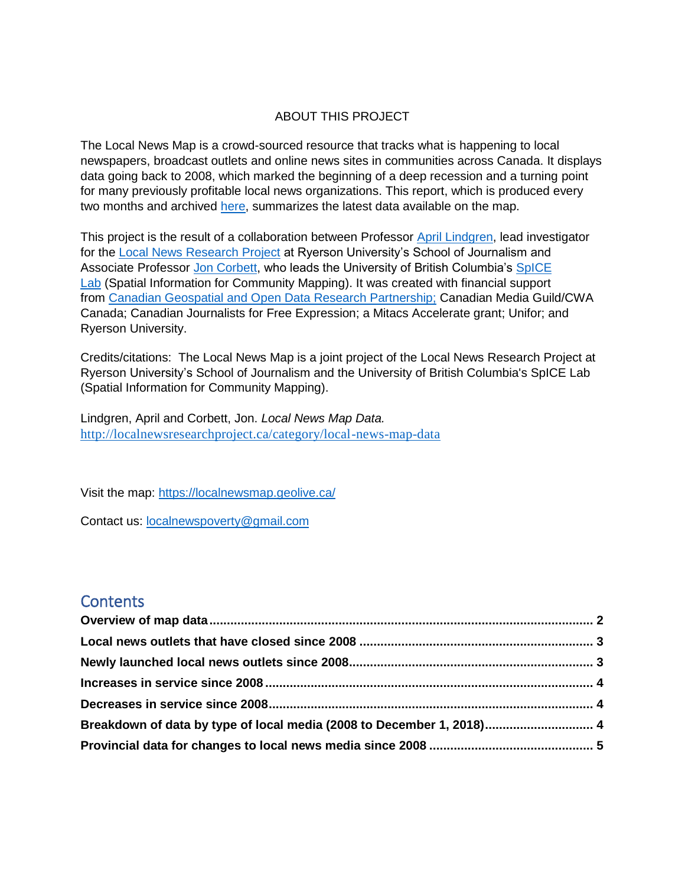ABOUT THIS PROJECT

The Local News Map is a crowd-sourced resource that tracks what is happening to local newspapers, broadcast outlets and online news sites in communities across Canada. It displays data going back to 2008, which marked the beginning of a deep recession and a turning point for many previously profitable local news organizations. This report, which is produced every two months and archived here, summarizes the latest data available on the map.

This project is the result of a collaboration between Professor April Lindgren, lead investigator for the Local News Research Project at Ryerson University's School of Journalism and Associate Professor Jon Corbett, who leads the University of British Columbia's SpICE Lab (Spatial Information for Community Mapping). It was created with financial support from Canadian Geospatial and Open Data Research Partnership; Canadian Media Guild/CWA Canada; Canadian Journalists for Free Expression; a Mitacs Accelerate grant; Unifor; and Ryerson University.

Credits/citations: The Local News Map is a joint project of the Local News Research Project at Ryerson University's School of Journalism and the University of British Columbia's SpICE Lab (Spatial Information for Community Mapping).

Lindgren, April and Corbett, Jon. *Local News Map Data.* http://localnewsresearchproject.ca/category/local-news-map-data

Visit the map: https://localnewsmap.geolive.ca/

Contact us: localnewspoverty@gmail.com

## Contents

**Overview of map data** ........ **2**
**Local news outlets that have closed since 2008** ........ **3**
**Newly launched local news outlets since 2008** ........ **3**
**Increases in service since 2008** ........ **4**
**Decreases in service since 2008** ........ **4**
**Breakdown of data by type of local media (2008 to December 1, 2018)** ........ **4**
**Provincial data for changes to local news media since 2008** ........ **5**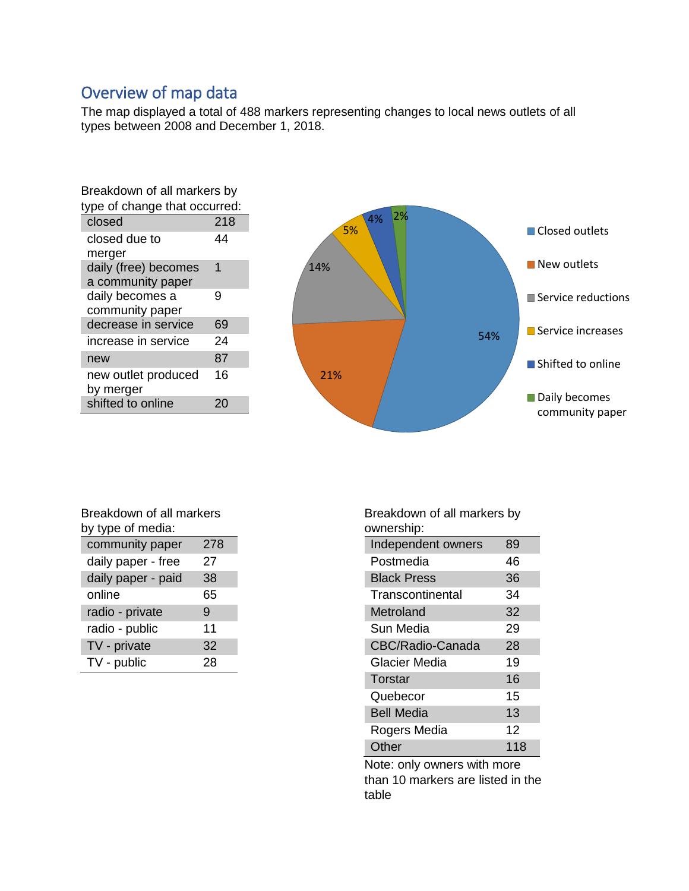## Overview of map data

The map displayed a total of 488 markers representing changes to local news outlets of all types between 2008 and December 1, 2018.

Breakdown of all markers by type of change that occurred:

| | |
|---|---|
| closed | 218 |
| closed due to merger | 44 |
| daily (free) becomes a community paper | 1 |
| daily becomes a community paper | 9 |
| decrease in service | 69 |
| increase in service | 24 |
| new | 87 |
| new outlet produced by merger | 16 |
| shifted to online | 20 |

| Category | Percentage |
|---|---|
| Closed outlets | 54% |
| New outlets | 21% |
| Service reductions | 14% |
| Service increases | 5% |
| Shifted to online | 4% |
| Daily becomes community paper | 2% |

Breakdown of all markers by type of media:

| | |
|---|---|
| community paper | 278 |
| daily paper - free | 27 |
| daily paper - paid | 38 |
| online | 65 |
| radio - private | 9 |
| radio - public | 11 |
| TV - private | 32 |
| TV - public | 28 |

Breakdown of all markers by ownership:

| | |
|---|---|
| Independent owners | 89 |
| Postmedia | 46 |
| Black Press | 36 |
| Transcontinental | 34 |
| Metroland | 32 |
| Sun Media | 29 |
| CBC/Radio-Canada | 28 |
| Glacier Media | 19 |
| Torstar | 16 |
| Quebecor | 15 |
| Bell Media | 13 |
| Rogers Media | 12 |
| Other | 118 |

Note: only owners with more than 10 markers are listed in the table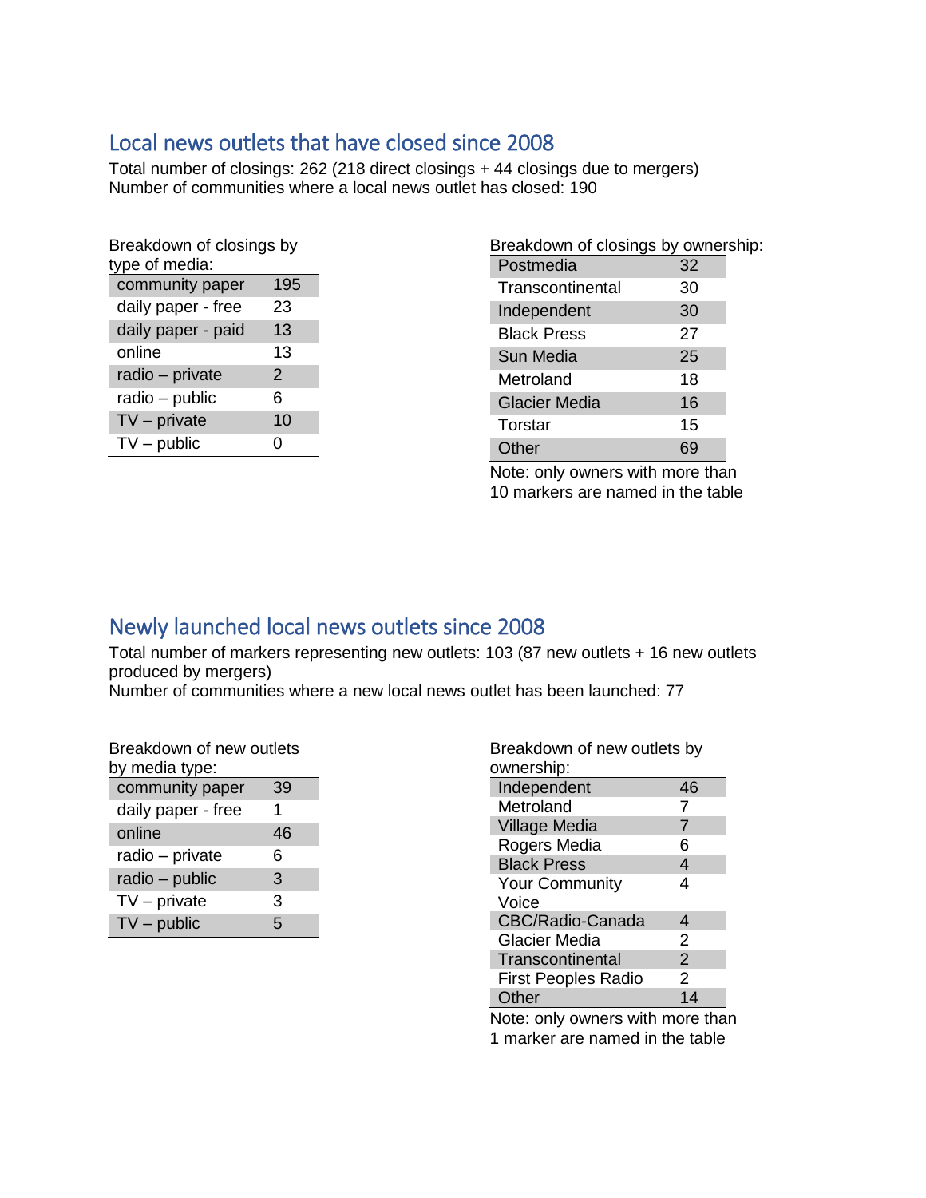## Local news outlets that have closed since 2008

Total number of closings: 262 (218 direct closings + 44 closings due to mergers)
Number of communities where a local news outlet has closed: 190

Breakdown of closings by type of media:

| | |
|---|---|
| community paper | 195 |
| daily paper - free | 23 |
| daily paper - paid | 13 |
| online | 13 |
| radio – private | 2 |
| radio – public | 6 |
| TV – private | 10 |
| TV – public | 0 |

Breakdown of closings by ownership:

| | |
|---|---|
| Postmedia | 32 |
| Transcontinental | 30 |
| Independent | 30 |
| Black Press | 27 |
| Sun Media | 25 |
| Metroland | 18 |
| Glacier Media | 16 |
| Torstar | 15 |
| Other | 69 |

Note: only owners with more than 10 markers are named in the table

## Newly launched local news outlets since 2008

Total number of markers representing new outlets: 103 (87 new outlets + 16 new outlets produced by mergers)
Number of communities where a new local news outlet has been launched: 77

Breakdown of new outlets by media type:

| | |
|---|---|
| community paper | 39 |
| daily paper - free | 1 |
| online | 46 |
| radio – private | 6 |
| radio – public | 3 |
| TV – private | 3 |
| TV – public | 5 |

Breakdown of new outlets by ownership:

| | |
|---|---|
| Independent | 46 |
| Metroland | 7 |
| Village Media | 7 |
| Rogers Media | 6 |
| Black Press | 4 |
| Your Community Voice | 4 |
| CBC/Radio-Canada | 4 |
| Glacier Media | 2 |
| Transcontinental | 2 |
| First Peoples Radio | 2 |
| Other | 14 |

Note: only owners with more than 1 marker are named in the table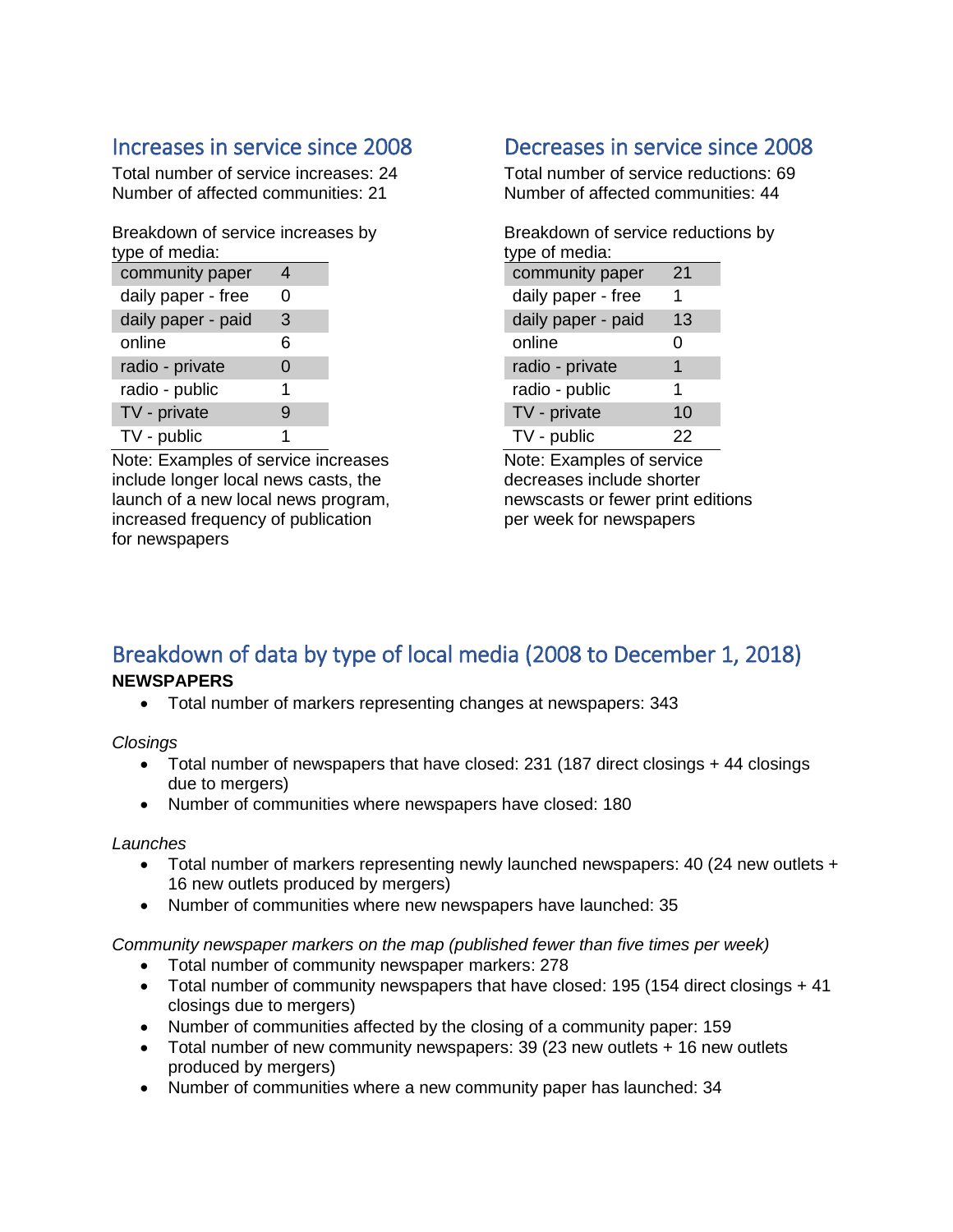## Increases in service since 2008

Total number of service increases: 24
Number of affected communities: 21

Breakdown of service increases by type of media:

| type of media | |
|---|---|
| community paper | 4 |
| daily paper - free | 0 |
| daily paper - paid | 3 |
| online | 6 |
| radio - private | 0 |
| radio - public | 1 |
| TV - private | 9 |
| TV - public | 1 |

Note: Examples of service increases include longer local news casts, the launch of a new local news program, increased frequency of publication for newspapers

## Decreases in service since 2008

Total number of service reductions: 69
Number of affected communities: 44

Breakdown of service reductions by type of media:

| type of media | |
|---|---|
| community paper | 21 |
| daily paper - free | 1 |
| daily paper - paid | 13 |
| online | 0 |
| radio - private | 1 |
| radio - public | 1 |
| TV - private | 10 |
| TV - public | 22 |

Note: Examples of service decreases include shorter newscasts or fewer print editions per week for newspapers

## Breakdown of data by type of local media (2008 to December 1, 2018)

**NEWSPAPERS**

- Total number of markers representing changes at newspapers: 343

*Closings*

- Total number of newspapers that have closed: 231 (187 direct closings + 44 closings due to mergers)
- Number of communities where newspapers have closed: 180

*Launches*

- Total number of markers representing newly launched newspapers: 40 (24 new outlets + 16 new outlets produced by mergers)
- Number of communities where new newspapers have launched: 35

*Community newspaper markers on the map (published fewer than five times per week)*

- Total number of community newspaper markers: 278
- Total number of community newspapers that have closed: 195 (154 direct closings + 41 closings due to mergers)
- Number of communities affected by the closing of a community paper: 159
- Total number of new community newspapers: 39 (23 new outlets + 16 new outlets produced by mergers)
- Number of communities where a new community paper has launched: 34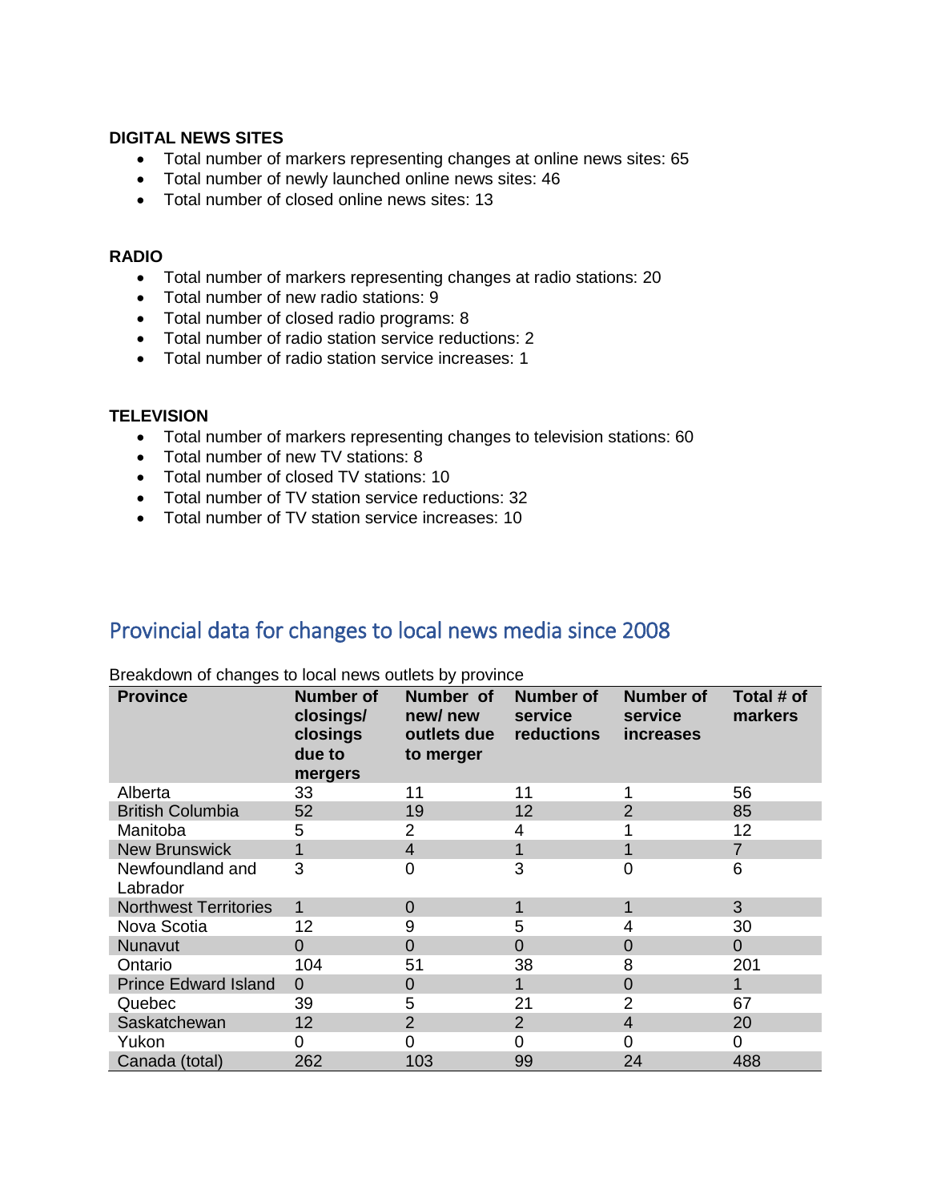**DIGITAL NEWS SITES**

- Total number of markers representing changes at online news sites: 65
- Total number of newly launched online news sites: 46
- Total number of closed online news sites: 13

**RADIO**

- Total number of markers representing changes at radio stations: 20
- Total number of new radio stations: 9
- Total number of closed radio programs: 8
- Total number of radio station service reductions: 2
- Total number of radio station service increases: 1

**TELEVISION**

- Total number of markers representing changes to television stations: 60
- Total number of new TV stations: 8
- Total number of closed TV stations: 10
- Total number of TV station service reductions: 32
- Total number of TV station service increases: 10

## Provincial data for changes to local news media since 2008

Breakdown of changes to local news outlets by province

| Province | Number of closings/ closings due to mergers | Number of new/ new outlets due to merger | Number of service reductions | Number of service increases | Total # of markers |
|---|---|---|---|---|---|
| Alberta | 33 | 11 | 11 | 1 | 56 |
| British Columbia | 52 | 19 | 12 | 2 | 85 |
| Manitoba | 5 | 2 | 4 | 1 | 12 |
| New Brunswick | 1 | 4 | 1 | 1 | 7 |
| Newfoundland and Labrador | 3 | 0 | 3 | 0 | 6 |
| Northwest Territories | 1 | 0 | 1 | 1 | 3 |
| Nova Scotia | 12 | 9 | 5 | 4 | 30 |
| Nunavut | 0 | 0 | 0 | 0 | 0 |
| Ontario | 104 | 51 | 38 | 8 | 201 |
| Prince Edward Island | 0 | 0 | 1 | 0 | 1 |
| Quebec | 39 | 5 | 21 | 2 | 67 |
| Saskatchewan | 12 | 2 | 2 | 4 | 20 |
| Yukon | 0 | 0 | 0 | 0 | 0 |
| Canada (total) | 262 | 103 | 99 | 24 | 488 |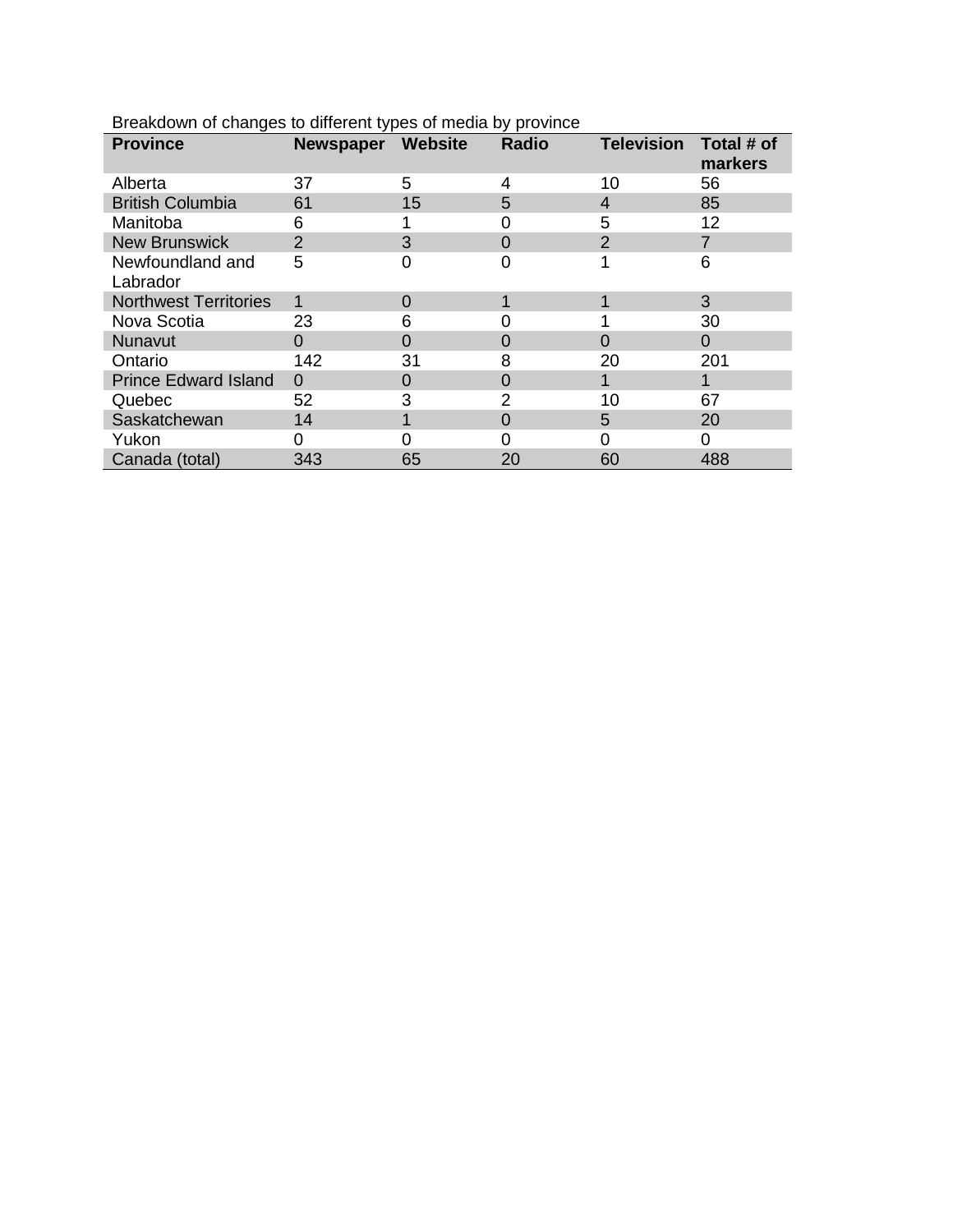Breakdown of changes to different types of media by province

| Province | Newspaper | Website | Radio | Television | Total # of markers |
| --- | --- | --- | --- | --- | --- |
| Alberta | 37 | 5 | 4 | 10 | 56 |
| British Columbia | 61 | 15 | 5 | 4 | 85 |
| Manitoba | 6 | 1 | 0 | 5 | 12 |
| New Brunswick | 2 | 3 | 0 | 2 | 7 |
| Newfoundland and Labrador | 5 | 0 | 0 | 1 | 6 |
| Northwest Territories | 1 | 0 | 1 | 1 | 3 |
| Nova Scotia | 23 | 6 | 0 | 1 | 30 |
| Nunavut | 0 | 0 | 0 | 0 | 0 |
| Ontario | 142 | 31 | 8 | 20 | 201 |
| Prince Edward Island | 0 | 0 | 0 | 1 | 1 |
| Quebec | 52 | 3 | 2 | 10 | 67 |
| Saskatchewan | 14 | 1 | 0 | 5 | 20 |
| Yukon | 0 | 0 | 0 | 0 | 0 |
| Canada (total) | 343 | 65 | 20 | 60 | 488 |